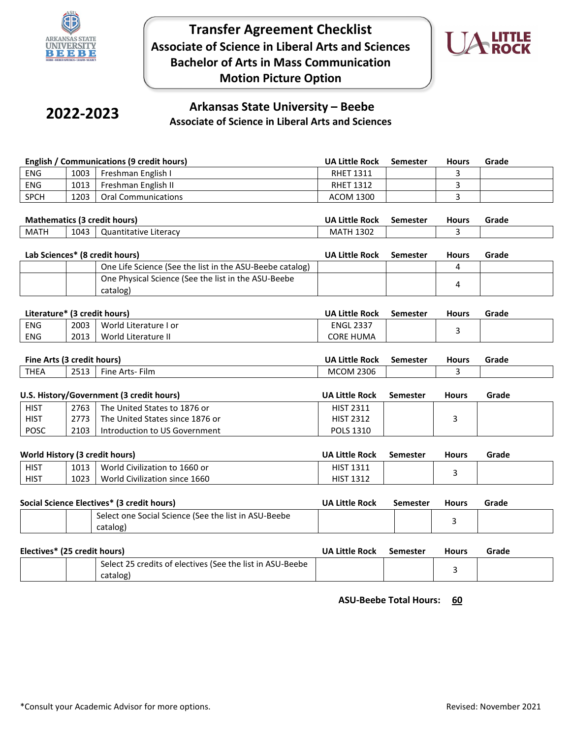# Transfer Agreement Checklist

## Associate of Science in Liberal Arts and Sciences
## Bachelor of Arts in Mass Communication
## Motion Picture Option

**2022-2023**

## Arkansas State University – Beebe
### Associate of Science in Liberal Arts and Sciences

| English / Communications (9 credit hours) | | | UA Little Rock | Semester | Hours | Grade |
|---|---|---|---|---|---|---|
| ENG | 1003 | Freshman English I | RHET 1311 | | 3 | |
| ENG | 1013 | Freshman English II | RHET 1312 | | 3 | |
| SPCH | 1203 | Oral Communications | ACOM 1300 | | 3 | |

| Mathematics (3 credit hours) | | | UA Little Rock | Semester | Hours | Grade |
|---|---|---|---|---|---|---|
| MATH | 1043 | Quantitative Literacy | MATH 1302 | | 3 | |

| Lab Sciences* (8 credit hours) | | | UA Little Rock | Semester | Hours | Grade |
|---|---|---|---|---|---|---|
| | | One Life Science (See the list in the ASU-Beebe catalog) | | | 4 | |
| | | One Physical Science (See the list in the ASU-Beebe catalog) | | | 4 | |

| Literature* (3 credit hours) | | | UA Little Rock | Semester | Hours | Grade |
|---|---|---|---|---|---|---|
| ENG<br>ENG | 2003<br>2013 | World Literature I or<br>World Literature II | ENGL 2337<br>CORE HUMA | | 3 | |

| Fine Arts (3 credit hours) | | | UA Little Rock | Semester | Hours | Grade |
|---|---|---|---|---|---|---|
| THEA | 2513 | Fine Arts- Film | MCOM 2306 | | 3 | |

| U.S. History/Government (3 credit hours) | | | UA Little Rock | Semester | Hours | Grade |
|---|---|---|---|---|---|---|
| HIST<br>HIST<br>POSC | 2763<br>2773<br>2103 | The United States to 1876 or<br>The United States since 1876 or<br>Introduction to US Government | HIST 2311<br>HIST 2312<br>POLS 1310 | | 3 | |

| World History (3 credit hours) | | | UA Little Rock | Semester | Hours | Grade |
|---|---|---|---|---|---|---|
| HIST<br>HIST | 1013<br>1023 | World Civilization to 1660 or<br>World Civilization since 1660 | HIST 1311<br>HIST 1312 | | 3 | |

| Social Science Electives* (3 credit hours) | | | UA Little Rock | Semester | Hours | Grade |
|---|---|---|---|---|---|---|
| | | Select one Social Science (See the list in ASU-Beebe catalog) | | | 3 | |

| Electives* (25 credit hours) | | | UA Little Rock | Semester | Hours | Grade |
|---|---|---|---|---|---|---|
| | | Select 25 credits of electives (See the list in ASU-Beebe catalog) | | | 3 | |

**ASU-Beebe Total Hours: 60**

*Consult your Academic Advisor for more options.

Revised: November 2021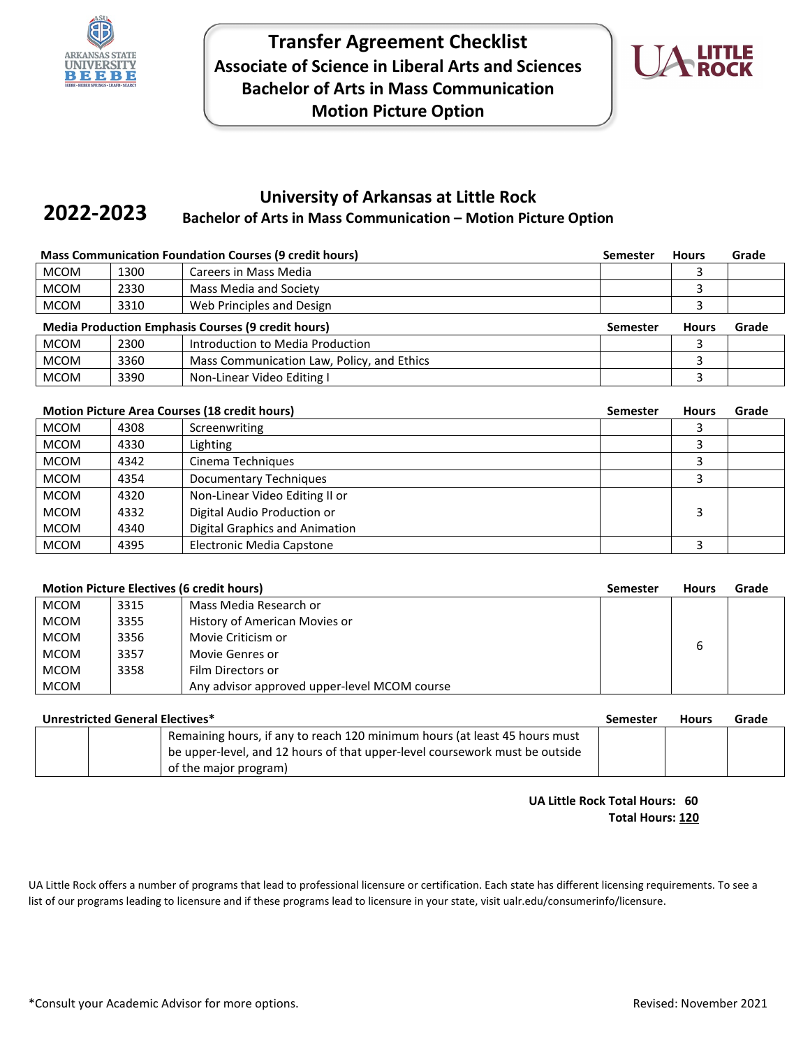# Transfer Agreement Checklist
## Associate of Science in Liberal Arts and Sciences
## Bachelor of Arts in Mass Communication
## Motion Picture Option

**2022-2023**

## University of Arkansas at Little Rock
### Bachelor of Arts in Mass Communication – Motion Picture Option

| Mass Communication Foundation Courses (9 credit hours) | | | Semester | Hours | Grade |
|---|---|---|---|---|---|
| MCOM | 1300 | Careers in Mass Media | | 3 | |
| MCOM | 2330 | Mass Media and Society | | 3 | |
| MCOM | 3310 | Web Principles and Design | | 3 | |

| Media Production Emphasis Courses (9 credit hours) | | | Semester | Hours | Grade |
|---|---|---|---|---|---|
| MCOM | 2300 | Introduction to Media Production | | 3 | |
| MCOM | 3360 | Mass Communication Law, Policy, and Ethics | | 3 | |
| MCOM | 3390 | Non-Linear Video Editing I | | 3 | |

| Motion Picture Area Courses (18 credit hours) | | | Semester | Hours | Grade |
|---|---|---|---|---|---|
| MCOM | 4308 | Screenwriting | | 3 | |
| MCOM | 4330 | Lighting | | 3 | |
| MCOM | 4342 | Cinema Techniques | | 3 | |
| MCOM | 4354 | Documentary Techniques | | 3 | |
| MCOM | 4320 | Non-Linear Video Editing II or | | | |
| MCOM | 4332 | Digital Audio Production or | | 3 | |
| MCOM | 4340 | Digital Graphics and Animation | | | |
| MCOM | 4395 | Electronic Media Capstone | | 3 | |

| Motion Picture Electives (6 credit hours) | | | Semester | Hours | Grade |
|---|---|---|---|---|---|
| MCOM | 3315 | Mass Media Research or | | | |
| MCOM | 3355 | History of American Movies or | | | |
| MCOM | 3356 | Movie Criticism or | | 6 | |
| MCOM | 3357 | Movie Genres or | | | |
| MCOM | 3358 | Film Directors or | | | |
| MCOM | | Any advisor approved upper-level MCOM course | | | |

| Unrestricted General Electives* | | | Semester | Hours | Grade |
|---|---|---|---|---|---|
| | | Remaining hours, if any to reach 120 minimum hours (at least 45 hours must be upper-level, and 12 hours of that upper-level coursework must be outside of the major program) | | | |

**UA Little Rock Total Hours: 60**
**Total Hours: 120**

UA Little Rock offers a number of programs that lead to professional licensure or certification. Each state has different licensing requirements. To see a list of our programs leading to licensure and if these programs lead to licensure in your state, visit ualr.edu/consumerinfo/licensure.

*Consult your Academic Advisor for more options.

Revised: November 2021